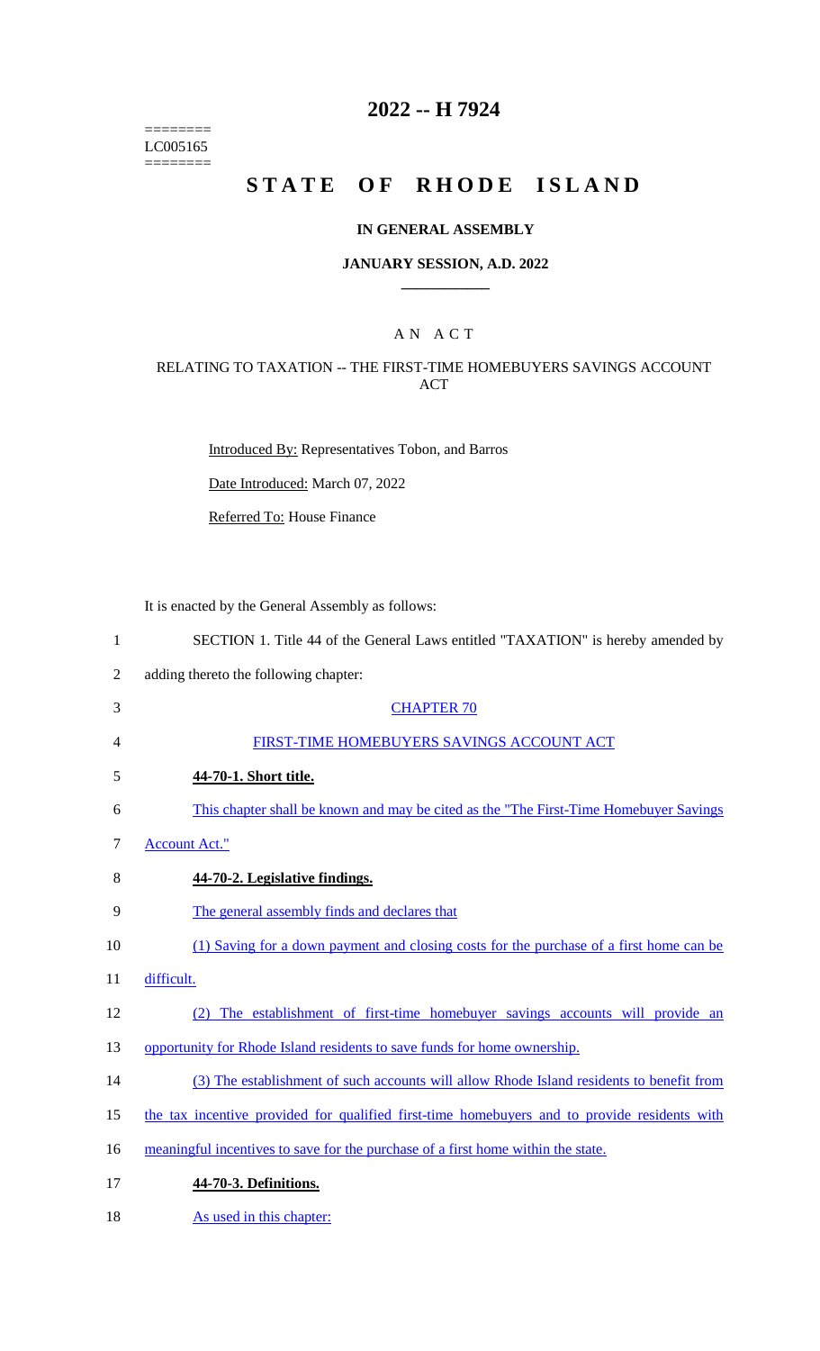========
LC005165
========

# 2022 -- H 7924

# STATE OF RHODE ISLAND

**IN GENERAL ASSEMBLY**

**JANUARY SESSION, A.D. 2022**

A N A C T

RELATING TO TAXATION -- THE FIRST-TIME HOMEBUYERS SAVINGS ACCOUNT ACT

Introduced By: Representatives Tobon, and Barros

Date Introduced: March 07, 2022

Referred To: House Finance

It is enacted by the General Assembly as follows:

SECTION 1. Title 44 of the General Laws entitled "TAXATION" is hereby amended by adding thereto the following chapter:

CHAPTER 70

FIRST-TIME HOMEBUYERS SAVINGS ACCOUNT ACT

**44-70-1. Short title.**

This chapter shall be known and may be cited as the "The First-Time Homebuyer Savings Account Act."

**44-70-2. Legislative findings.**

The general assembly finds and declares that

(1) Saving for a down payment and closing costs for the purchase of a first home can be difficult.

(2) The establishment of first-time homebuyer savings accounts will provide an opportunity for Rhode Island residents to save funds for home ownership.

(3) The establishment of such accounts will allow Rhode Island residents to benefit from the tax incentive provided for qualified first-time homebuyers and to provide residents with meaningful incentives to save for the purchase of a first home within the state.

**44-70-3. Definitions.**

As used in this chapter: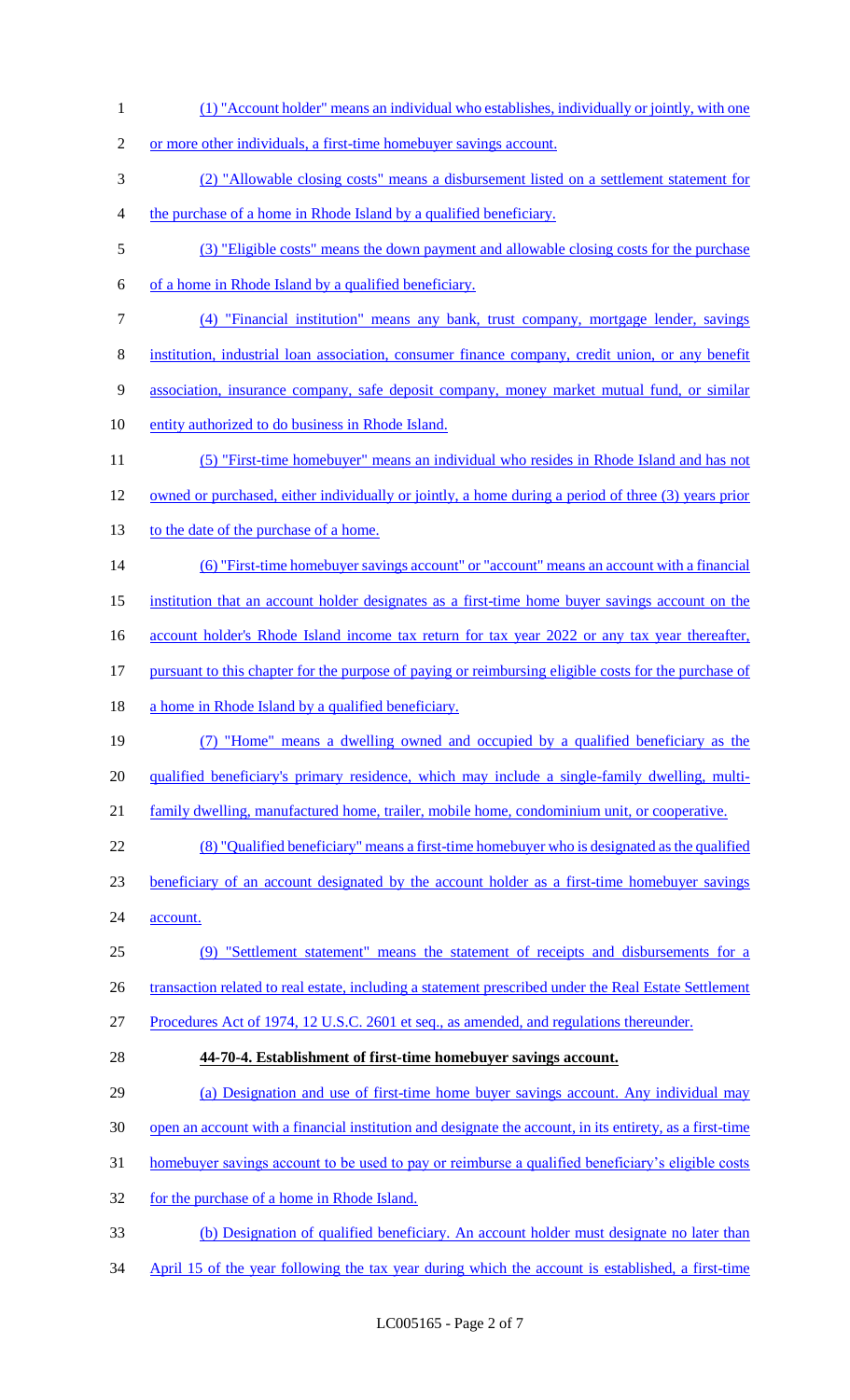(1) "Account holder" means an individual who establishes, individually or jointly, with one or more other individuals, a first-time homebuyer savings account.

(2) "Allowable closing costs" means a disbursement listed on a settlement statement for the purchase of a home in Rhode Island by a qualified beneficiary.

(3) "Eligible costs" means the down payment and allowable closing costs for the purchase of a home in Rhode Island by a qualified beneficiary.

(4) "Financial institution" means any bank, trust company, mortgage lender, savings institution, industrial loan association, consumer finance company, credit union, or any benefit association, insurance company, safe deposit company, money market mutual fund, or similar entity authorized to do business in Rhode Island.

(5) "First-time homebuyer" means an individual who resides in Rhode Island and has not owned or purchased, either individually or jointly, a home during a period of three (3) years prior to the date of the purchase of a home.

(6) "First-time homebuyer savings account" or "account" means an account with a financial institution that an account holder designates as a first-time home buyer savings account on the account holder's Rhode Island income tax return for tax year 2022 or any tax year thereafter, pursuant to this chapter for the purpose of paying or reimbursing eligible costs for the purchase of a home in Rhode Island by a qualified beneficiary.

(7) "Home" means a dwelling owned and occupied by a qualified beneficiary as the qualified beneficiary's primary residence, which may include a single-family dwelling, multi-family dwelling, manufactured home, trailer, mobile home, condominium unit, or cooperative.

(8) "Qualified beneficiary" means a first-time homebuyer who is designated as the qualified beneficiary of an account designated by the account holder as a first-time homebuyer savings account.

(9) "Settlement statement" means the statement of receipts and disbursements for a transaction related to real estate, including a statement prescribed under the Real Estate Settlement Procedures Act of 1974, 12 U.S.C. 2601 et seq., as amended, and regulations thereunder.

**44-70-4. Establishment of first-time homebuyer savings account.**

(a) Designation and use of first-time home buyer savings account. Any individual may open an account with a financial institution and designate the account, in its entirety, as a first-time homebuyer savings account to be used to pay or reimburse a qualified beneficiary's eligible costs for the purchase of a home in Rhode Island.

(b) Designation of qualified beneficiary. An account holder must designate no later than April 15 of the year following the tax year during which the account is established, a first-time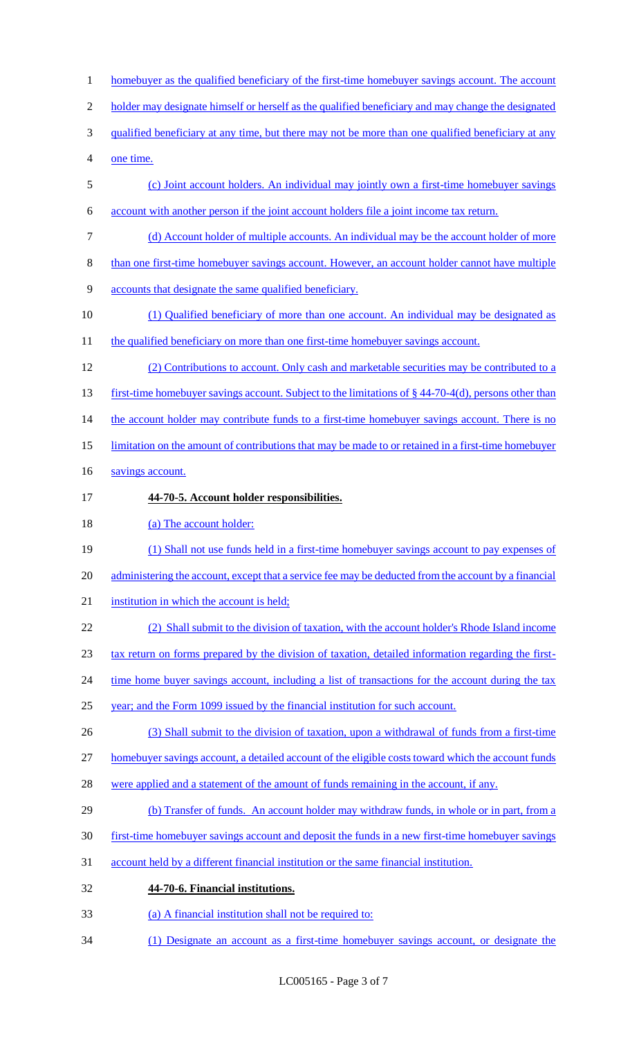homebuyer as the qualified beneficiary of the first-time homebuyer savings account. The account holder may designate himself or herself as the qualified beneficiary and may change the designated qualified beneficiary at any time, but there may not be more than one qualified beneficiary at any one time.

(c) Joint account holders. An individual may jointly own a first-time homebuyer savings account with another person if the joint account holders file a joint income tax return.

(d) Account holder of multiple accounts. An individual may be the account holder of more than one first-time homebuyer savings account. However, an account holder cannot have multiple accounts that designate the same qualified beneficiary.

(1) Qualified beneficiary of more than one account. An individual may be designated as the qualified beneficiary on more than one first-time homebuyer savings account.

(2) Contributions to account. Only cash and marketable securities may be contributed to a first-time homebuyer savings account. Subject to the limitations of § 44-70-4(d), persons other than the account holder may contribute funds to a first-time homebuyer savings account. There is no limitation on the amount of contributions that may be made to or retained in a first-time homebuyer savings account.

**44-70-5. Account holder responsibilities.**

(a) The account holder:

(1) Shall not use funds held in a first-time homebuyer savings account to pay expenses of administering the account, except that a service fee may be deducted from the account by a financial institution in which the account is held;

(2) Shall submit to the division of taxation, with the account holder's Rhode Island income tax return on forms prepared by the division of taxation, detailed information regarding the first-time home buyer savings account, including a list of transactions for the account during the tax year; and the Form 1099 issued by the financial institution for such account.

(3) Shall submit to the division of taxation, upon a withdrawal of funds from a first-time homebuyer savings account, a detailed account of the eligible costs toward which the account funds were applied and a statement of the amount of funds remaining in the account, if any.

(b) Transfer of funds. An account holder may withdraw funds, in whole or in part, from a first-time homebuyer savings account and deposit the funds in a new first-time homebuyer savings account held by a different financial institution or the same financial institution.

**44-70-6. Financial institutions.**

(a) A financial institution shall not be required to:

(1) Designate an account as a first-time homebuyer savings account, or designate the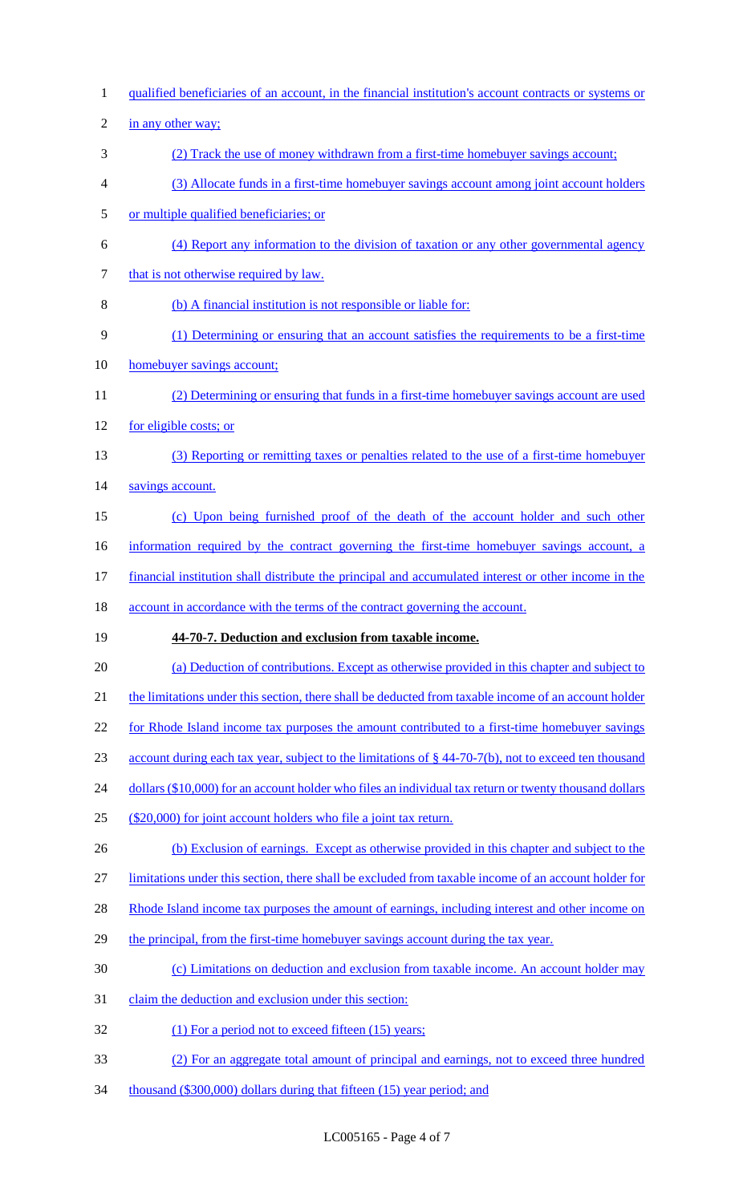qualified beneficiaries of an account, in the financial institution's account contracts or systems or in any other way;

(2) Track the use of money withdrawn from a first-time homebuyer savings account;

(3) Allocate funds in a first-time homebuyer savings account among joint account holders or multiple qualified beneficiaries; or

(4) Report any information to the division of taxation or any other governmental agency that is not otherwise required by law.

(b) A financial institution is not responsible or liable for:

(1) Determining or ensuring that an account satisfies the requirements to be a first-time homebuyer savings account;

(2) Determining or ensuring that funds in a first-time homebuyer savings account are used for eligible costs; or

(3) Reporting or remitting taxes or penalties related to the use of a first-time homebuyer savings account.

(c) Upon being furnished proof of the death of the account holder and such other information required by the contract governing the first-time homebuyer savings account, a financial institution shall distribute the principal and accumulated interest or other income in the account in accordance with the terms of the contract governing the account.

**44-70-7. Deduction and exclusion from taxable income.**

(a) Deduction of contributions. Except as otherwise provided in this chapter and subject to the limitations under this section, there shall be deducted from taxable income of an account holder for Rhode Island income tax purposes the amount contributed to a first-time homebuyer savings account during each tax year, subject to the limitations of § 44-70-7(b), not to exceed ten thousand dollars ($10,000) for an account holder who files an individual tax return or twenty thousand dollars ($20,000) for joint account holders who file a joint tax return.

(b) Exclusion of earnings. Except as otherwise provided in this chapter and subject to the limitations under this section, there shall be excluded from taxable income of an account holder for Rhode Island income tax purposes the amount of earnings, including interest and other income on the principal, from the first-time homebuyer savings account during the tax year.

(c) Limitations on deduction and exclusion from taxable income. An account holder may claim the deduction and exclusion under this section:

(1) For a period not to exceed fifteen (15) years;

(2) For an aggregate total amount of principal and earnings, not to exceed three hundred thousand ($300,000) dollars during that fifteen (15) year period; and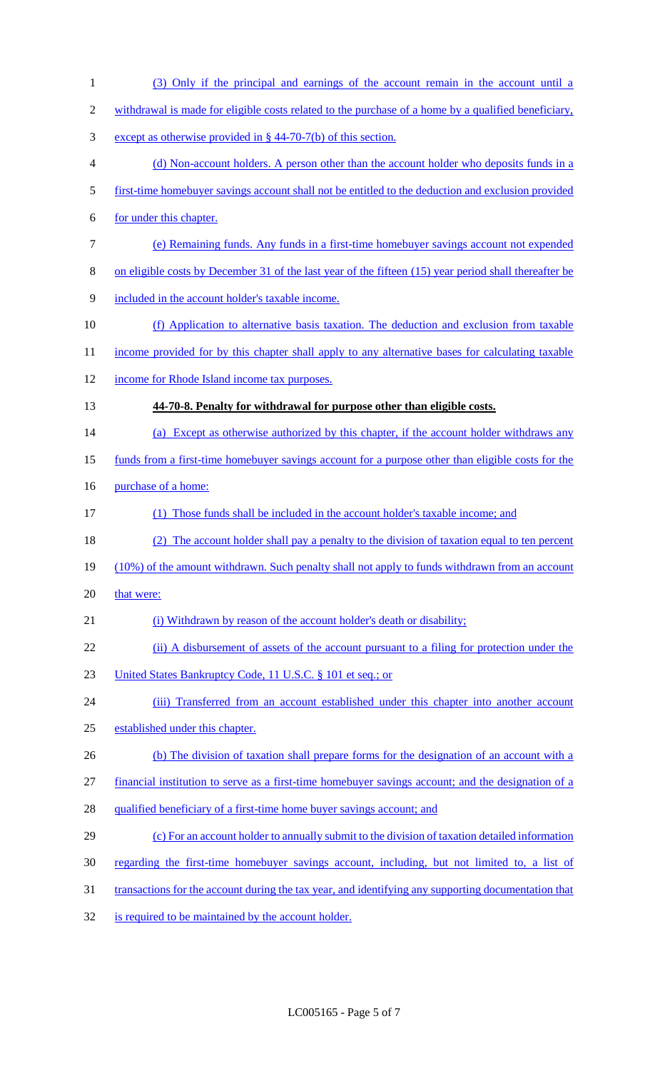(3) Only if the principal and earnings of the account remain in the account until a withdrawal is made for eligible costs related to the purchase of a home by a qualified beneficiary, except as otherwise provided in § 44-70-7(b) of this section.

(d) Non-account holders. A person other than the account holder who deposits funds in a first-time homebuyer savings account shall not be entitled to the deduction and exclusion provided for under this chapter.

(e) Remaining funds. Any funds in a first-time homebuyer savings account not expended on eligible costs by December 31 of the last year of the fifteen (15) year period shall thereafter be included in the account holder's taxable income.

(f) Application to alternative basis taxation. The deduction and exclusion from taxable income provided for by this chapter shall apply to any alternative bases for calculating taxable income for Rhode Island income tax purposes.

**44-70-8. Penalty for withdrawal for purpose other than eligible costs.**

(a) Except as otherwise authorized by this chapter, if the account holder withdraws any funds from a first-time homebuyer savings account for a purpose other than eligible costs for the purchase of a home:

(1) Those funds shall be included in the account holder's taxable income; and

(2) The account holder shall pay a penalty to the division of taxation equal to ten percent (10%) of the amount withdrawn. Such penalty shall not apply to funds withdrawn from an account that were:

(i) Withdrawn by reason of the account holder's death or disability;

(ii) A disbursement of assets of the account pursuant to a filing for protection under the United States Bankruptcy Code, 11 U.S.C. § 101 et seq.; or

(iii) Transferred from an account established under this chapter into another account established under this chapter.

(b) The division of taxation shall prepare forms for the designation of an account with a financial institution to serve as a first-time homebuyer savings account; and the designation of a qualified beneficiary of a first-time home buyer savings account; and

(c) For an account holder to annually submit to the division of taxation detailed information regarding the first-time homebuyer savings account, including, but not limited to, a list of transactions for the account during the tax year, and identifying any supporting documentation that is required to be maintained by the account holder.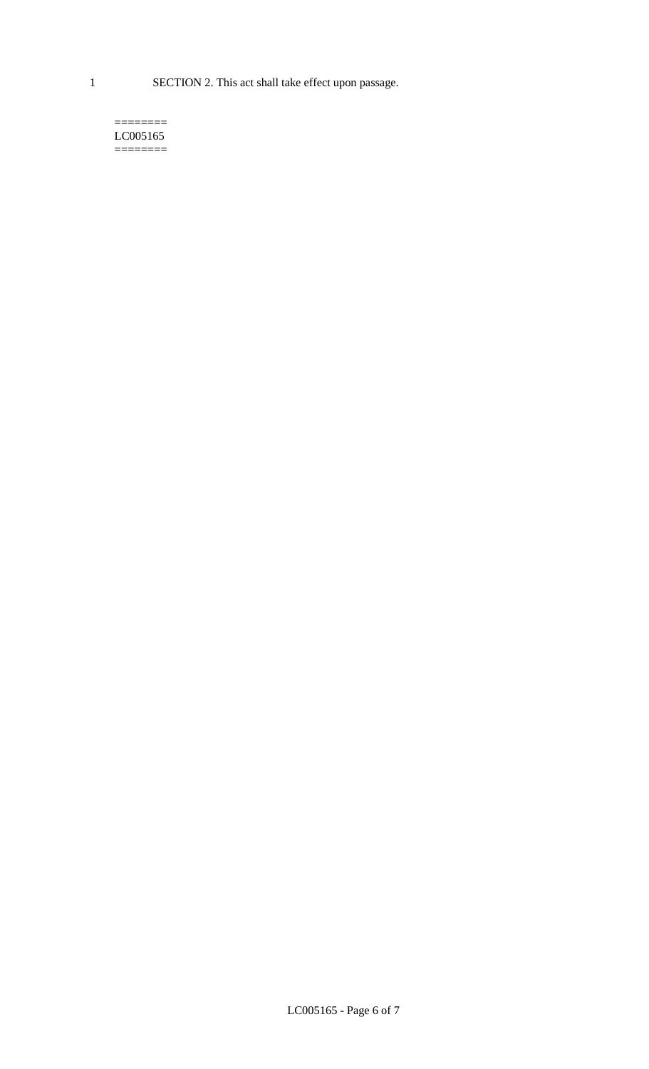SECTION 2. This act shall take effect upon passage.

========
LC005165
========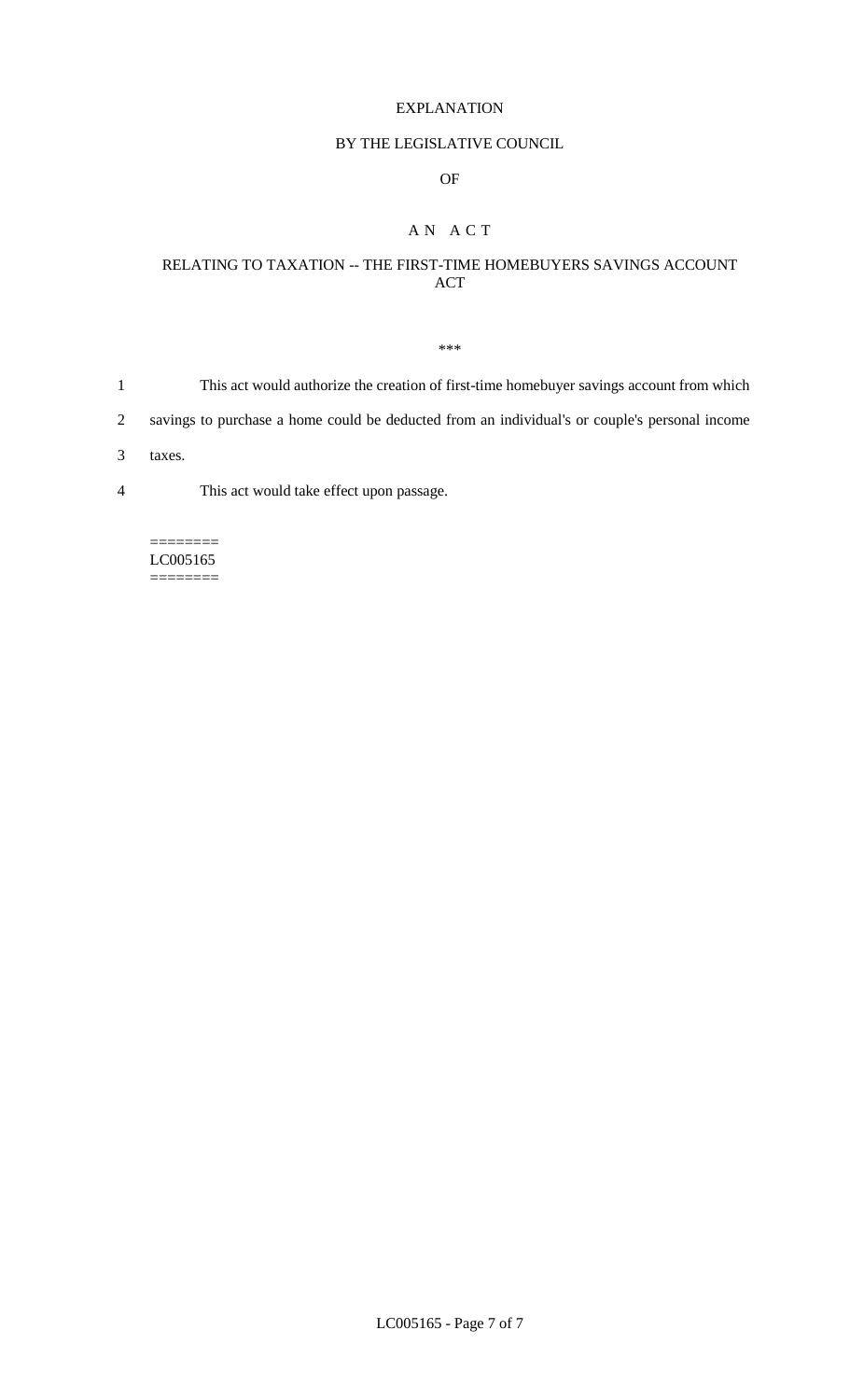EXPLANATION

BY THE LEGISLATIVE COUNCIL

OF

A N A C T

RELATING TO TAXATION -- THE FIRST-TIME HOMEBUYERS SAVINGS ACCOUNT ACT

\*\*\*

This act would authorize the creation of first-time homebuyer savings account from which savings to purchase a home could be deducted from an individual's or couple's personal income taxes.

This act would take effect upon passage.

========
LC005165
========